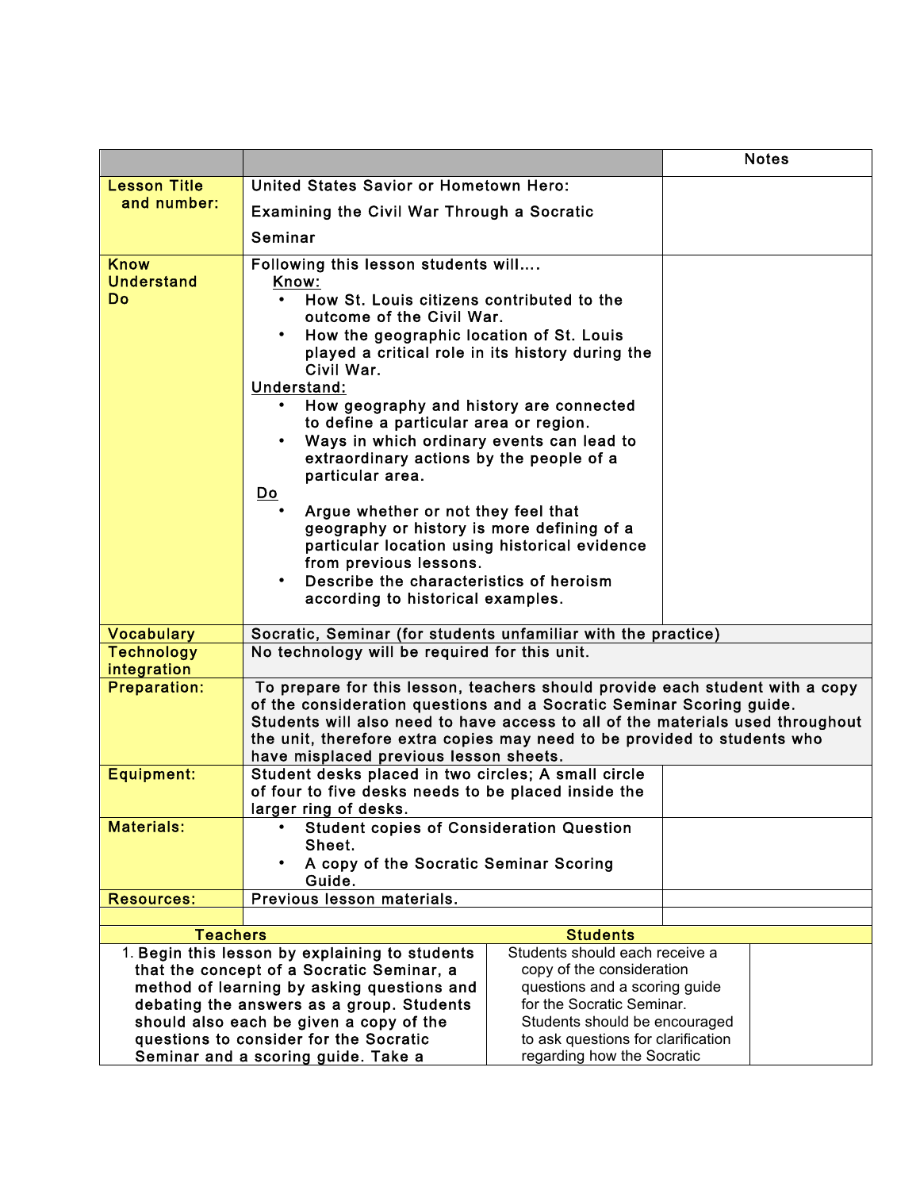| | | Notes |
|---|---|---|
| **Lesson Title and number:** | United States Savior or Hometown Hero: Examining the Civil War Through a Socratic Seminar | |
| **Know Understand Do** | Following this lesson students will…. <br>Know:<br>• How St. Louis citizens contributed to the outcome of the Civil War.<br>• How the geographic location of St. Louis played a critical role in its history during the Civil War.<br>Understand:<br>• How geography and history are connected to define a particular area or region.<br>• Ways in which ordinary events can lead to extraordinary actions by the people of a particular area.<br>Do<br>• Argue whether or not they feel that geography or history is more defining of a particular location using historical evidence from previous lessons.<br>• Describe the characteristics of heroism according to historical examples. | |
| **Vocabulary** | Socratic, Seminar (for students unfamiliar with the practice) | |
| **Technology integration** | No technology will be required for this unit. | |
| **Preparation:** | To prepare for this lesson, teachers should provide each student with a copy of the consideration questions and a Socratic Seminar Scoring guide. Students will also need to have access to all of the materials used throughout the unit, therefore extra copies may need to be provided to students who have misplaced previous lesson sheets. | |
| **Equipment:** | Student desks placed in two circles; A small circle of four to five desks needs to be placed inside the larger ring of desks. | |
| **Materials:** | • Student copies of Consideration Question Sheet.<br>• A copy of the Socratic Seminar Scoring Guide. | |
| **Resources:** | Previous lesson materials. | |

| Teachers | Students | |
|---|---|---|
| 1. Begin this lesson by explaining to students that the concept of a Socratic Seminar, a method of learning by asking questions and debating the answers as a group. Students should also each be given a copy of the questions to consider for the Socratic Seminar and a scoring guide. Take a | Students should each receive a copy of the consideration questions and a scoring guide for the Socratic Seminar. Students should be encouraged to ask questions for clarification regarding how the Socratic | |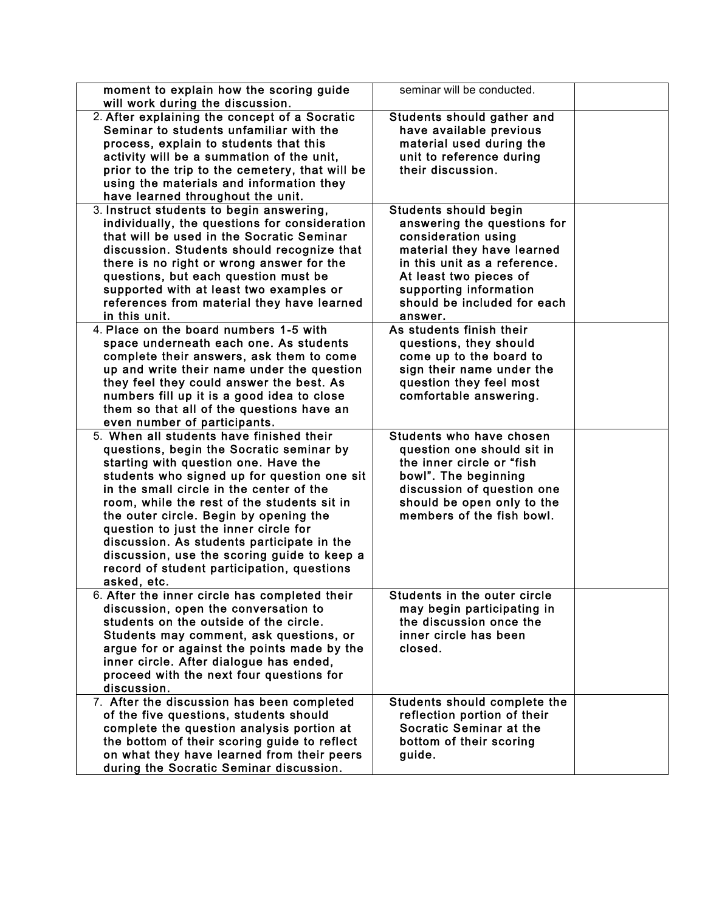| | | |
|---|---|---|
| moment to explain how the scoring guide will work during the discussion. | seminar will be conducted. | |
| 2. After explaining the concept of a Socratic Seminar to students unfamiliar with the process, explain to students that this activity will be a summation of the unit, prior to the trip to the cemetery, that will be using the materials and information they have learned throughout the unit. | Students should gather and have available previous material used during the unit to reference during their discussion. | |
| 3. Instruct students to begin answering, individually, the questions for consideration that will be used in the Socratic Seminar discussion. Students should recognize that there is no right or wrong answer for the questions, but each question must be supported with at least two examples or references from material they have learned in this unit. | Students should begin answering the questions for consideration using material they have learned in this unit as a reference. At least two pieces of supporting information should be included for each answer. | |
| 4. Place on the board numbers 1-5 with space underneath each one. As students complete their answers, ask them to come up and write their name under the question they feel they could answer the best. As numbers fill up it is a good idea to close them so that all of the questions have an even number of participants. | As students finish their questions, they should come up to the board to sign their name under the question they feel most comfortable answering. | |
| 5. When all students have finished their questions, begin the Socratic seminar by starting with question one. Have the students who signed up for question one sit in the small circle in the center of the room, while the rest of the students sit in the outer circle. Begin by opening the question to just the inner circle for discussion. As students participate in the discussion, use the scoring guide to keep a record of student participation, questions asked, etc. | Students who have chosen question one should sit in the inner circle or "fish bowl". The beginning discussion of question one should be open only to the members of the fish bowl. | |
| 6. After the inner circle has completed their discussion, open the conversation to students on the outside of the circle. Students may comment, ask questions, or argue for or against the points made by the inner circle. After dialogue has ended, proceed with the next four questions for discussion. | Students in the outer circle may begin participating in the discussion once the inner circle has been closed. | |
| 7. After the discussion has been completed of the five questions, students should complete the question analysis portion at the bottom of their scoring guide to reflect on what they have learned from their peers during the Socratic Seminar discussion. | Students should complete the reflection portion of their Socratic Seminar at the bottom of their scoring guide. | |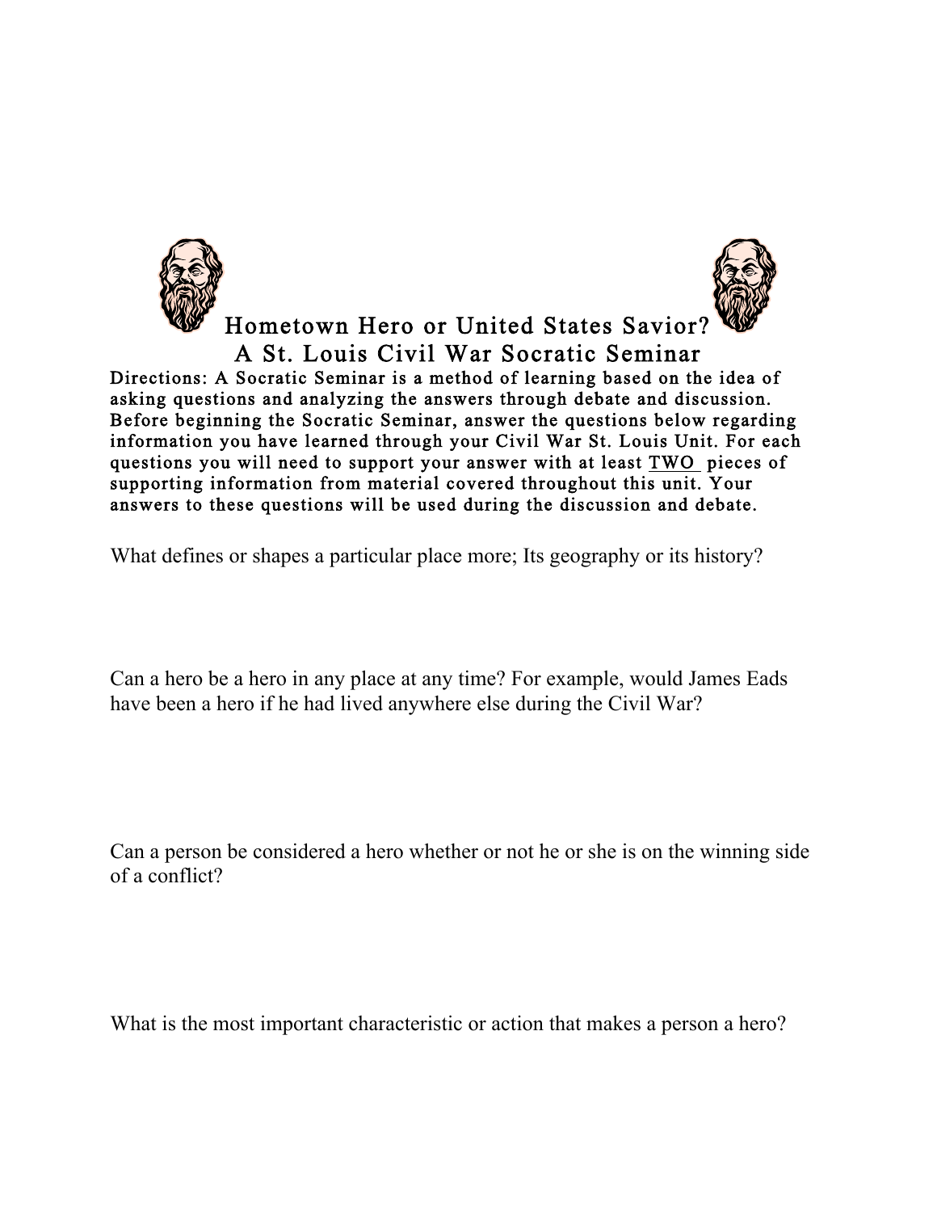# Hometown Hero or United States Savior?
## A St. Louis Civil War Socratic Seminar

**Directions:** A Socratic Seminar is a method of learning based on the idea of asking questions and analyzing the answers through debate and discussion. Before beginning the Socratic Seminar, answer the questions below regarding information you have learned through your Civil War St. Louis Unit. For each questions you will need to support your answer with at least TWO pieces of supporting information from material covered throughout this unit. Your answers to these questions will be used during the discussion and debate.

What defines or shapes a particular place more; Its geography or its history?

Can a hero be a hero in any place at any time? For example, would James Eads have been a hero if he had lived anywhere else during the Civil War?

Can a person be considered a hero whether or not he or she is on the winning side of a conflict?

What is the most important characteristic or action that makes a person a hero?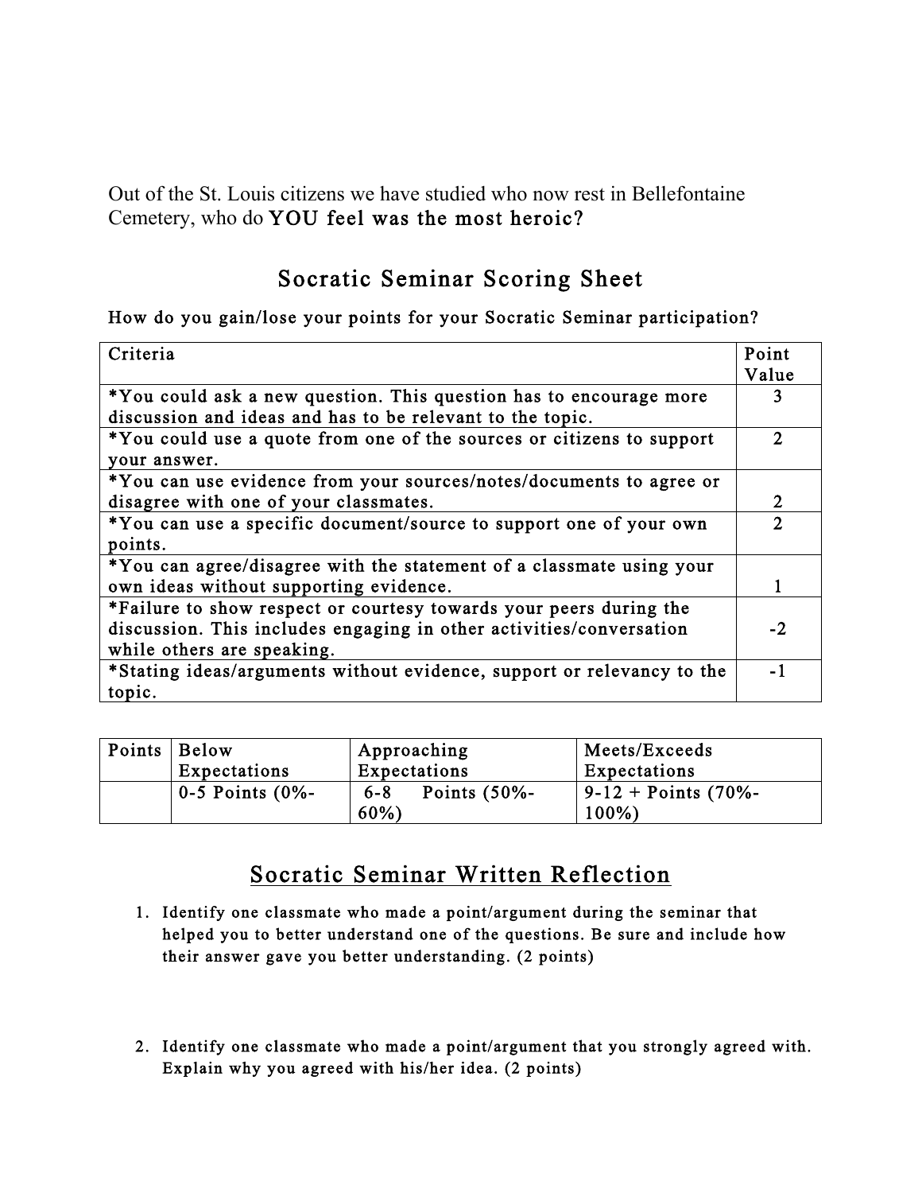Out of the St. Louis citizens we have studied who now rest in Bellefontaine Cemetery, who do YOU feel was the most heroic?

## Socratic Seminar Scoring Sheet

How do you gain/lose your points for your Socratic Seminar participation?

| Criteria | Point Value |
| --- | --- |
| *You could ask a new question. This question has to encourage more discussion and ideas and has to be relevant to the topic. | 3 |
| *You could use a quote from one of the sources or citizens to support your answer. | 2 |
| *You can use evidence from your sources/notes/documents to agree or disagree with one of your classmates. | 2 |
| *You can use a specific document/source to support one of your own points. | 2 |
| *You can agree/disagree with the statement of a classmate using your own ideas without supporting evidence. | 1 |
| *Failure to show respect or courtesy towards your peers during the discussion. This includes engaging in other activities/conversation while others are speaking. | -2 |
| *Stating ideas/arguments without evidence, support or relevancy to the topic. | -1 |

| Points | Below Expectations | Approaching Expectations | Meets/Exceeds Expectations |
| --- | --- | --- | --- |
| | 0-5 Points (0%- | 6-8 Points (50%-60%) | 9-12 + Points (70%-100%) |

## Socratic Seminar Written Reflection

1. Identify one classmate who made a point/argument during the seminar that helped you to better understand one of the questions. Be sure and include how their answer gave you better understanding. (2 points)

2. Identify one classmate who made a point/argument that you strongly agreed with. Explain why you agreed with his/her idea. (2 points)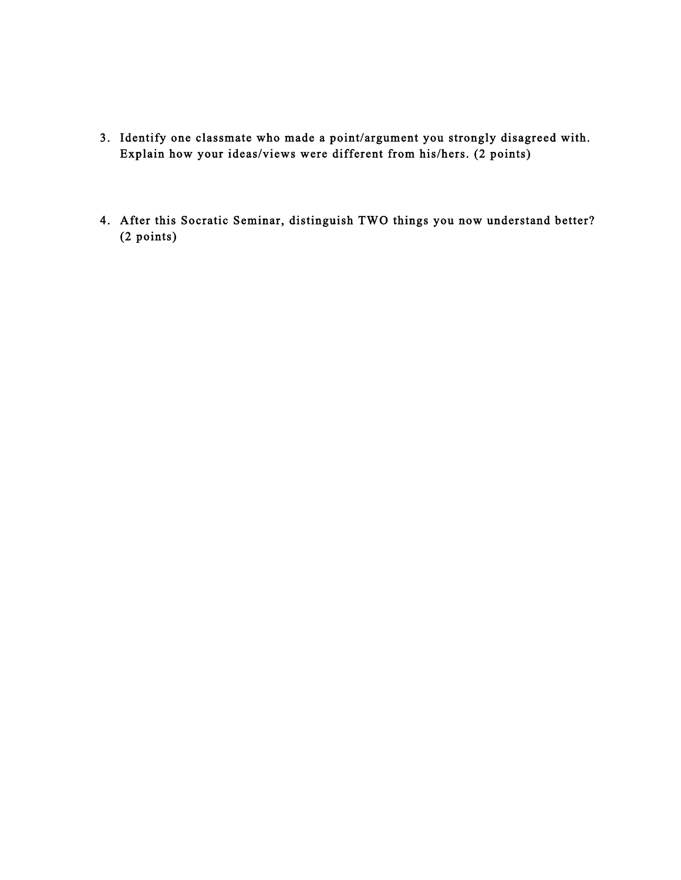3. Identify one classmate who made a point/argument you strongly disagreed with. Explain how your ideas/views were different from his/hers. (2 points)

4. After this Socratic Seminar, distinguish TWO things you now understand better? (2 points)